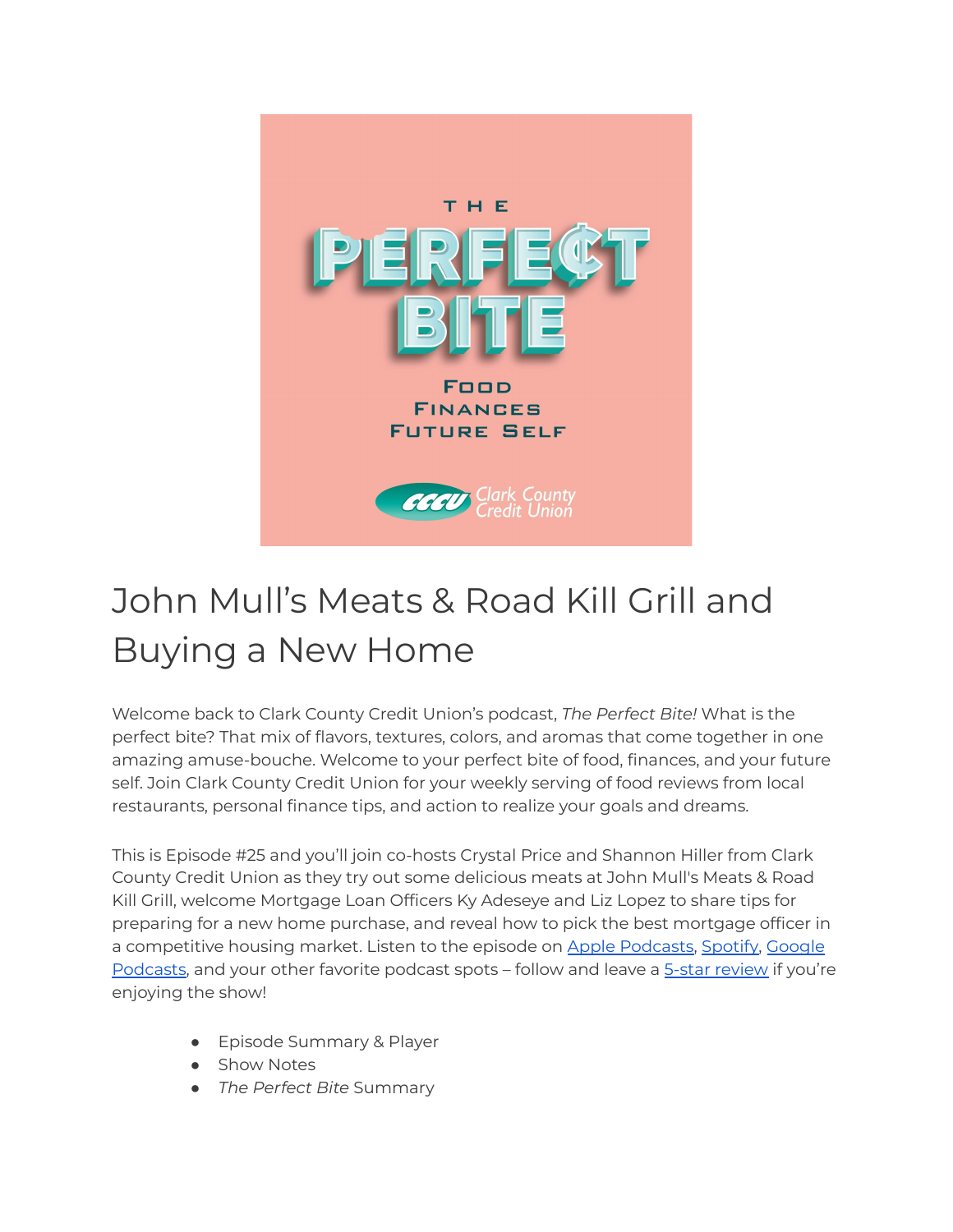# John Mull's Meats & Road Kill Grill and Buying a New Home

Welcome back to Clark County Credit Union's podcast, *The Perfect Bite!* What is the perfect bite? That mix of flavors, textures, colors, and aromas that come together in one amazing amuse-bouche. Welcome to your perfect bite of food, finances, and your future self. Join Clark County Credit Union for your weekly serving of food reviews from local restaurants, personal finance tips, and action to realize your goals and dreams.

This is Episode #25 and you'll join co-hosts Crystal Price and Shannon Hiller from Clark County Credit Union as they try out some delicious meats at John Mull's Meats & Road Kill Grill, welcome Mortgage Loan Officers Ky Adeseye and Liz Lopez to share tips for preparing for a new home purchase, and reveal how to pick the best mortgage officer in a competitive housing market. Listen to the episode on Apple Podcasts, Spotify, Google Podcasts, and your other favorite podcast spots – follow and leave a 5-star review if you're enjoying the show!

- Episode Summary & Player
- Show Notes
- *The Perfect Bite* Summary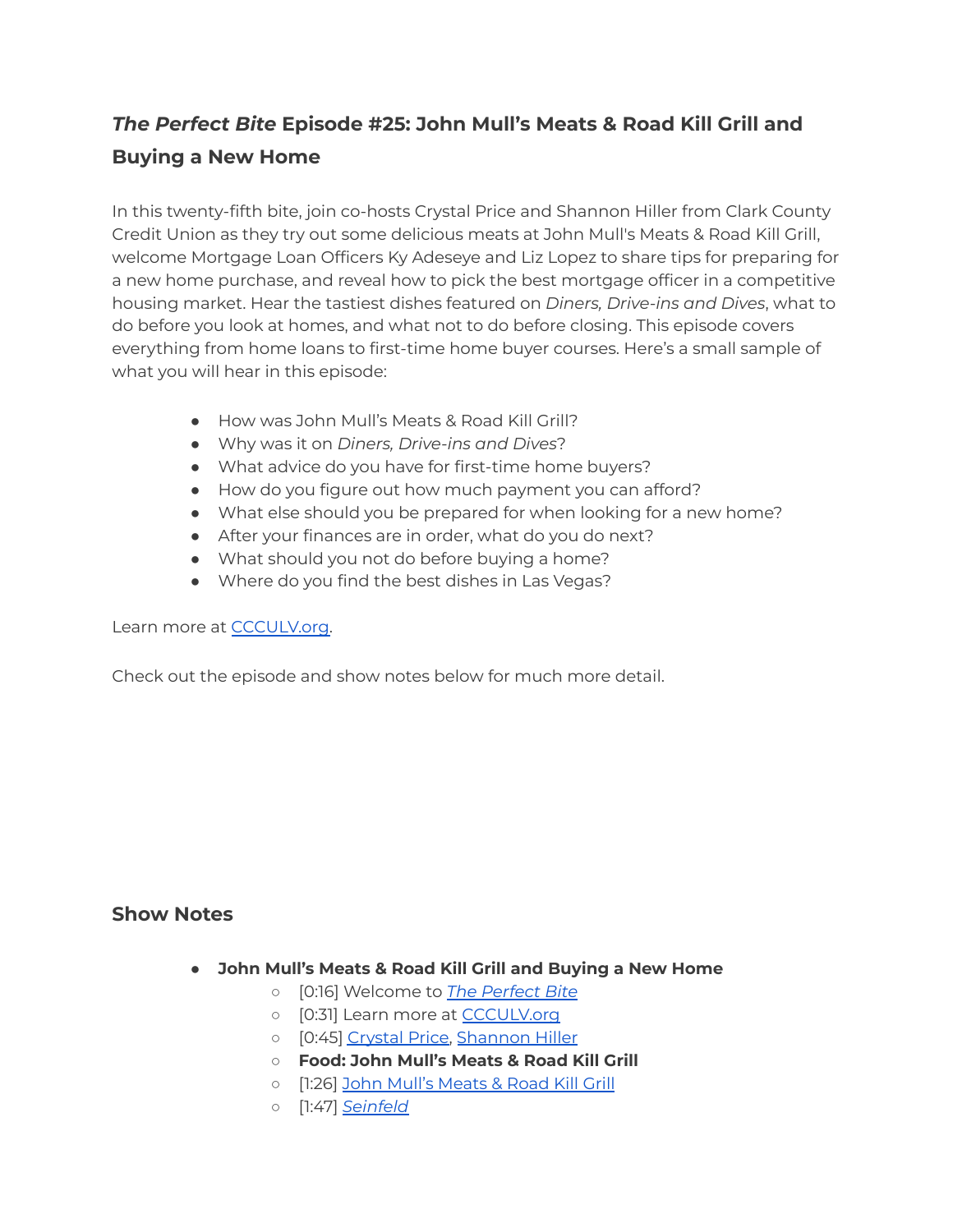## *The Perfect Bite* Episode #25: John Mull's Meats & Road Kill Grill and Buying a New Home

In this twenty-fifth bite, join co-hosts Crystal Price and Shannon Hiller from Clark County Credit Union as they try out some delicious meats at John Mull's Meats & Road Kill Grill, welcome Mortgage Loan Officers Ky Adeseye and Liz Lopez to share tips for preparing for a new home purchase, and reveal how to pick the best mortgage officer in a competitive housing market. Hear the tastiest dishes featured on *Diners, Drive-ins and Dives*, what to do before you look at homes, and what not to do before closing. This episode covers everything from home loans to first-time home buyer courses. Here's a small sample of what you will hear in this episode:

- How was John Mull's Meats & Road Kill Grill?
- Why was it on *Diners, Drive-ins and Dives*?
- What advice do you have for first-time home buyers?
- How do you figure out how much payment you can afford?
- What else should you be prepared for when looking for a new home?
- After your finances are in order, what do you do next?
- What should you not do before buying a home?
- Where do you find the best dishes in Las Vegas?

Learn more at CCCULV.org.

Check out the episode and show notes below for much more detail.

### Show Notes

- **John Mull's Meats & Road Kill Grill and Buying a New Home**
  - [0:16] Welcome to *The Perfect Bite*
  - [0:31] Learn more at CCCULV.org
  - [0:45] Crystal Price, Shannon Hiller
  - **Food: John Mull's Meats & Road Kill Grill**
  - [1:26] John Mull's Meats & Road Kill Grill
  - [1:47] *Seinfeld*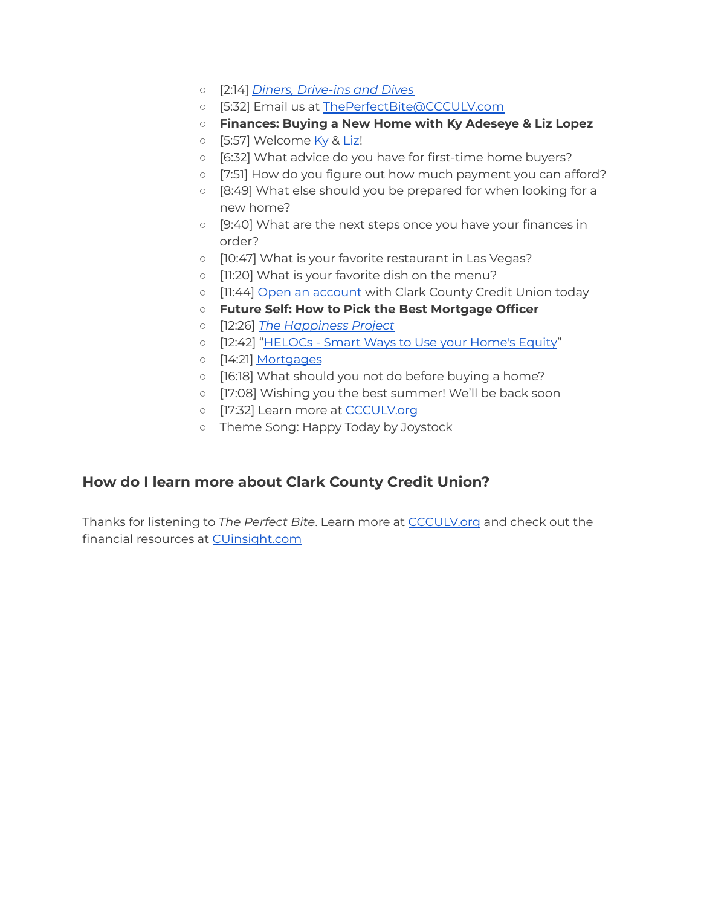- [2:14] *Diners, Drive-ins and Dives*
- [5:32] Email us at ThePerfectBite@CCCULV.com
- **Finances: Buying a New Home with Ky Adeseye & Liz Lopez**
- [5:57] Welcome Ky & Liz!
- [6:32] What advice do you have for first-time home buyers?
- [7:51] How do you figure out how much payment you can afford?
- [8:49] What else should you be prepared for when looking for a new home?
- [9:40] What are the next steps once you have your finances in order?
- [10:47] What is your favorite restaurant in Las Vegas?
- [11:20] What is your favorite dish on the menu?
- [11:44] Open an account with Clark County Credit Union today
- **Future Self: How to Pick the Best Mortgage Officer**
- [12:26] *The Happiness Project*
- [12:42] "HELOCs - Smart Ways to Use your Home's Equity"
- [14:21] Mortgages
- [16:18] What should you not do before buying a home?
- [17:08] Wishing you the best summer! We'll be back soon
- [17:32] Learn more at CCCULV.org
- Theme Song: Happy Today by Joystock

## How do I learn more about Clark County Credit Union?

Thanks for listening to *The Perfect Bite*. Learn more at CCCULV.org and check out the financial resources at CUinsight.com